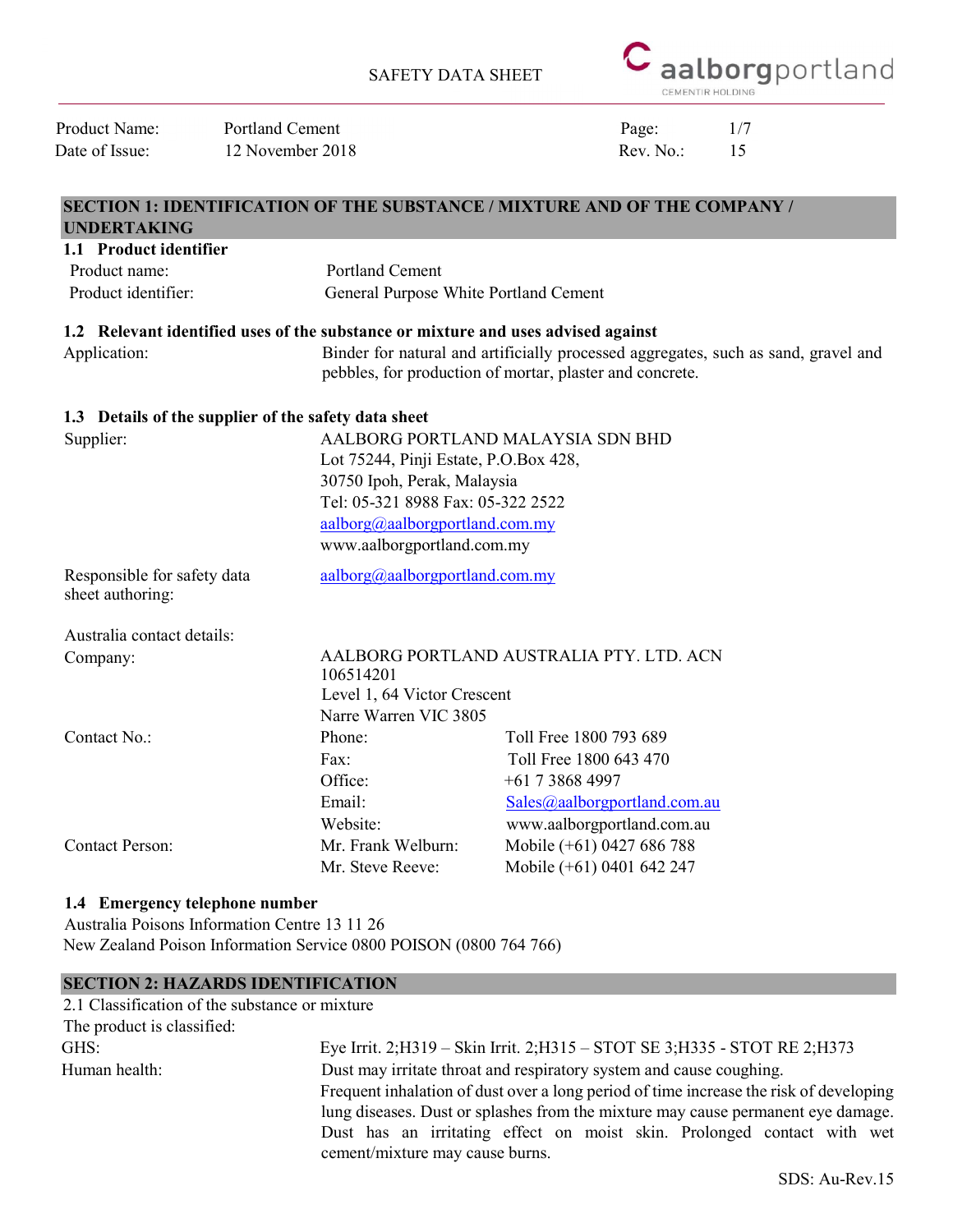# SAFETY DATA SHEET

| | | | |
|---|---|---|---|
| Product Name: | Portland Cement | | |
| Date of Issue: | 12 November 2018 | Rev. No.: | 15 |

## SECTION 1: IDENTIFICATION OF THE SUBSTANCE / MIXTURE AND OF THE COMPANY / UNDERTAKING

### 1.1 Product identifier

| | |
|---|---|
| Product name: | Portland Cement |
| Product identifier: | General Purpose White Portland Cement |

### 1.2 Relevant identified uses of the substance or mixture and uses advised against

| | |
|---|---|
| Application: | Binder for natural and artificially processed aggregates, such as sand, gravel and pebbles, for production of mortar, plaster and concrete. |

### 1.3 Details of the supplier of the safety data sheet

Supplier:
AALBORG PORTLAND MALAYSIA SDN BHD
Lot 75244, Pinji Estate, P.O.Box 428,
30750 Ipoh, Perak, Malaysia
Tel: 05-321 8988 Fax: 05-322 2522
aalborg@aalborgportland.com.my
www.aalborgportland.com.my

Responsible for safety data sheet authoring: aalborg@aalborgportland.com.my

Australia contact details:

Company:
AALBORG PORTLAND AUSTRALIA PTY. LTD. ACN 106514201
Level 1, 64 Victor Crescent
Narre Warren VIC 3805

| | | |
|---|---|---|
| Contact No.: | Phone: | Toll Free 1800 793 689 |
| | Fax: | Toll Free 1800 643 470 |
| | Office: | +61 7 3868 4997 |
| | Email: | Sales@aalborgportland.com.au |
| | Website: | www.aalborgportland.com.au |
| Contact Person: | Mr. Frank Welburn: | Mobile (+61) 0427 686 788 |
| | Mr. Steve Reeve: | Mobile (+61) 0401 642 247 |

### 1.4 Emergency telephone number

Australia Poisons Information Centre 13 11 26
New Zealand Poison Information Service 0800 POISON (0800 764 766)

## SECTION 2: HAZARDS IDENTIFICATION

2.1 Classification of the substance or mixture

The product is classified:

GHS: Eye Irrit. 2;H319 – Skin Irrit. 2;H315 – STOT SE 3;H335 - STOT RE 2;H373

Human health: Dust may irritate throat and respiratory system and cause coughing. Frequent inhalation of dust over a long period of time increase the risk of developing lung diseases. Dust or splashes from the mixture may cause permanent eye damage. Dust has an irritating effect on moist skin. Prolonged contact with wet cement/mixture may cause burns.

SDS: Au-Rev.15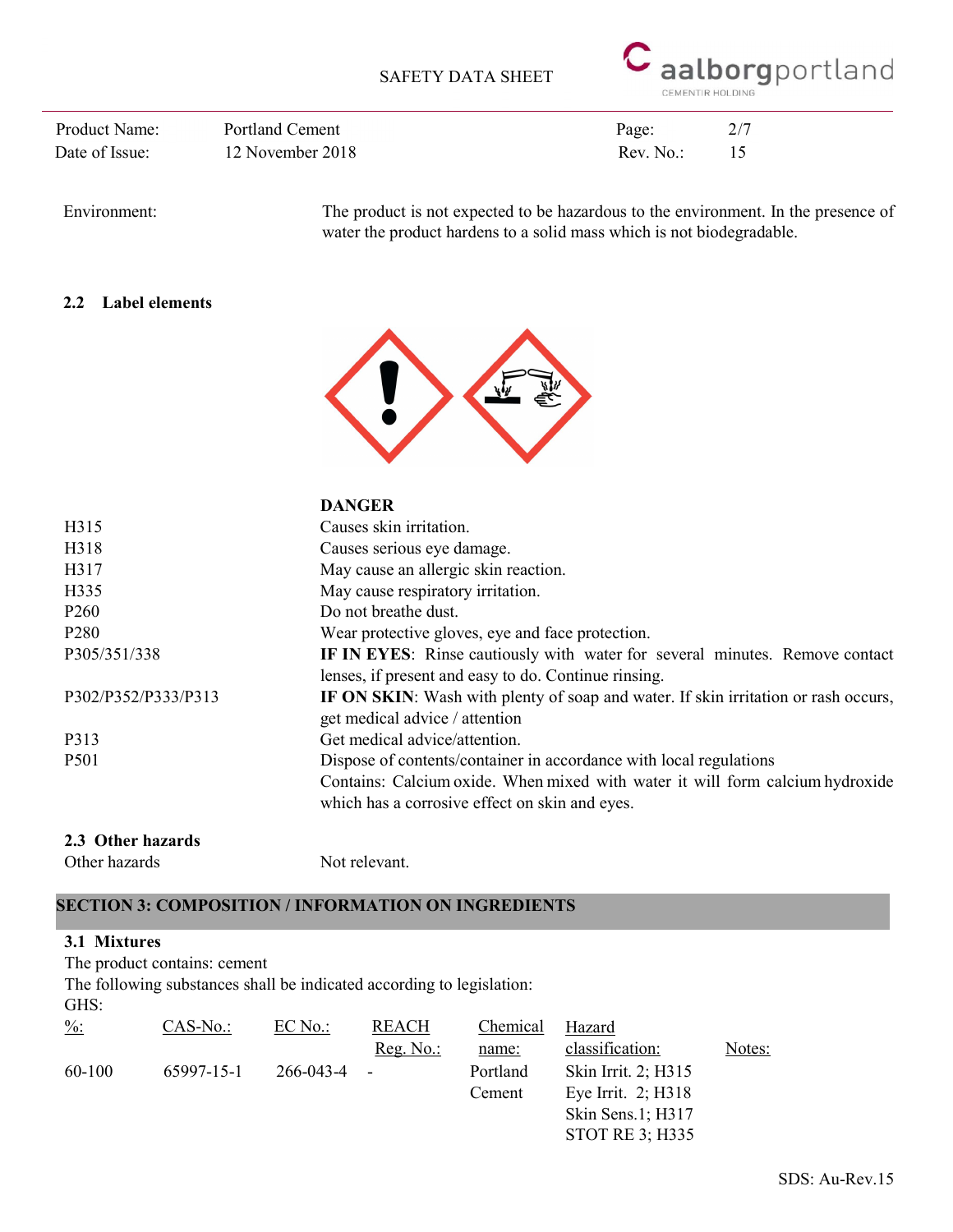Environment: The product is not expected to be hazardous to the environment. In the presence of water the product hardens to a solid mass which is not biodegradable.

**2.2 Label elements**

**DANGER**

| | |
|---|---|
| H315 | Causes skin irritation. |
| H318 | Causes serious eye damage. |
| H317 | May cause an allergic skin reaction. |
| H335 | May cause respiratory irritation. |
| P260 | Do not breathe dust. |
| P280 | Wear protective gloves, eye and face protection. |
| P305/351/338 | **IF IN EYES**: Rinse cautiously with water for several minutes. Remove contact lenses, if present and easy to do. Continue rinsing. |
| P302/P352/P333/P313 | **IF ON SKIN**: Wash with plenty of soap and water. If skin irritation or rash occurs, get medical advice / attention |
| P313 | Get medical advice/attention. |
| P501 | Dispose of contents/container in accordance with local regulations |

Contains: Calcium oxide. When mixed with water it will form calcium hydroxide which has a corrosive effect on skin and eyes.

**2.3 Other hazards**

Other hazards Not relevant.

## SECTION 3: COMPOSITION / INFORMATION ON INGREDIENTS

**3.1 Mixtures**

The product contains: cement

The following substances shall be indicated according to legislation:

GHS:

| %: | CAS-No.: | EC No.: | REACH Reg. No.: | Chemical name: | Hazard classification: | Notes: |
|---|---|---|---|---|---|---|
| 60-100 | 65997-15-1 | 266-043-4 | - | Portland Cement | Skin Irrit. 2; H315<br>Eye Irrit. 2; H318<br>Skin Sens.1; H317<br>STOT RE 3; H335 | |

SDS: Au-Rev.15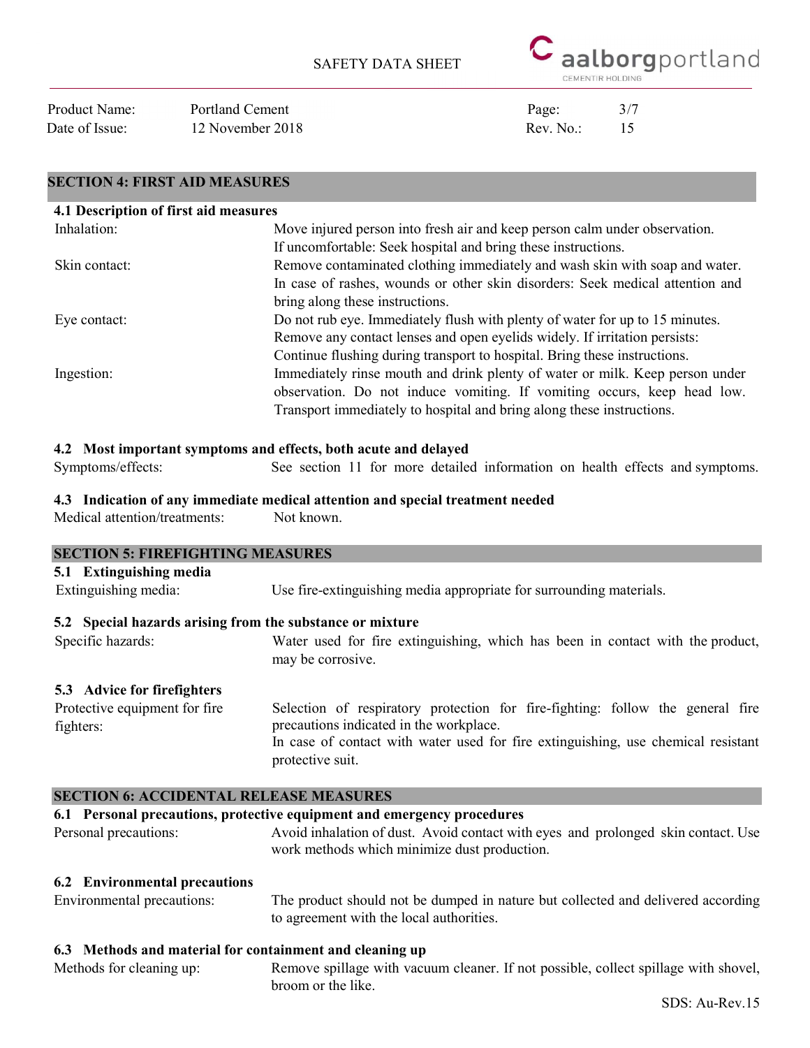## SECTION 4: FIRST AID MEASURES

### 4.1 Description of first aid measures

| | |
|---|---|
| Inhalation: | Move injured person into fresh air and keep person calm under observation. If uncomfortable: Seek hospital and bring these instructions. |
| Skin contact: | Remove contaminated clothing immediately and wash skin with soap and water. In case of rashes, wounds or other skin disorders: Seek medical attention and bring along these instructions. |
| Eye contact: | Do not rub eye. Immediately flush with plenty of water for up to 15 minutes. Remove any contact lenses and open eyelids widely. If irritation persists: Continue flushing during transport to hospital. Bring these instructions. |
| Ingestion: | Immediately rinse mouth and drink plenty of water or milk. Keep person under observation. Do not induce vomiting. If vomiting occurs, keep head low. Transport immediately to hospital and bring along these instructions. |

### 4.2 Most important symptoms and effects, both acute and delayed

Symptoms/effects: See section 11 for more detailed information on health effects and symptoms.

### 4.3 Indication of any immediate medical attention and special treatment needed

Medical attention/treatments: Not known.

## SECTION 5: FIREFIGHTING MEASURES

### 5.1 Extinguishing media

Extinguishing media: Use fire-extinguishing media appropriate for surrounding materials.

### 5.2 Special hazards arising from the substance or mixture

Specific hazards: Water used for fire extinguishing, which has been in contact with the product, may be corrosive.

### 5.3 Advice for firefighters

Protective equipment for fire fighters: Selection of respiratory protection for fire-fighting: follow the general fire precautions indicated in the workplace.
In case of contact with water used for fire extinguishing, use chemical resistant protective suit.

## SECTION 6: ACCIDENTAL RELEASE MEASURES

### 6.1 Personal precautions, protective equipment and emergency procedures

Personal precautions: Avoid inhalation of dust. Avoid contact with eyes and prolonged skin contact. Use work methods which minimize dust production.

### 6.2 Environmental precautions

Environmental precautions: The product should not be dumped in nature but collected and delivered according to agreement with the local authorities.

### 6.3 Methods and material for containment and cleaning up

Methods for cleaning up: Remove spillage with vacuum cleaner. If not possible, collect spillage with shovel, broom or the like.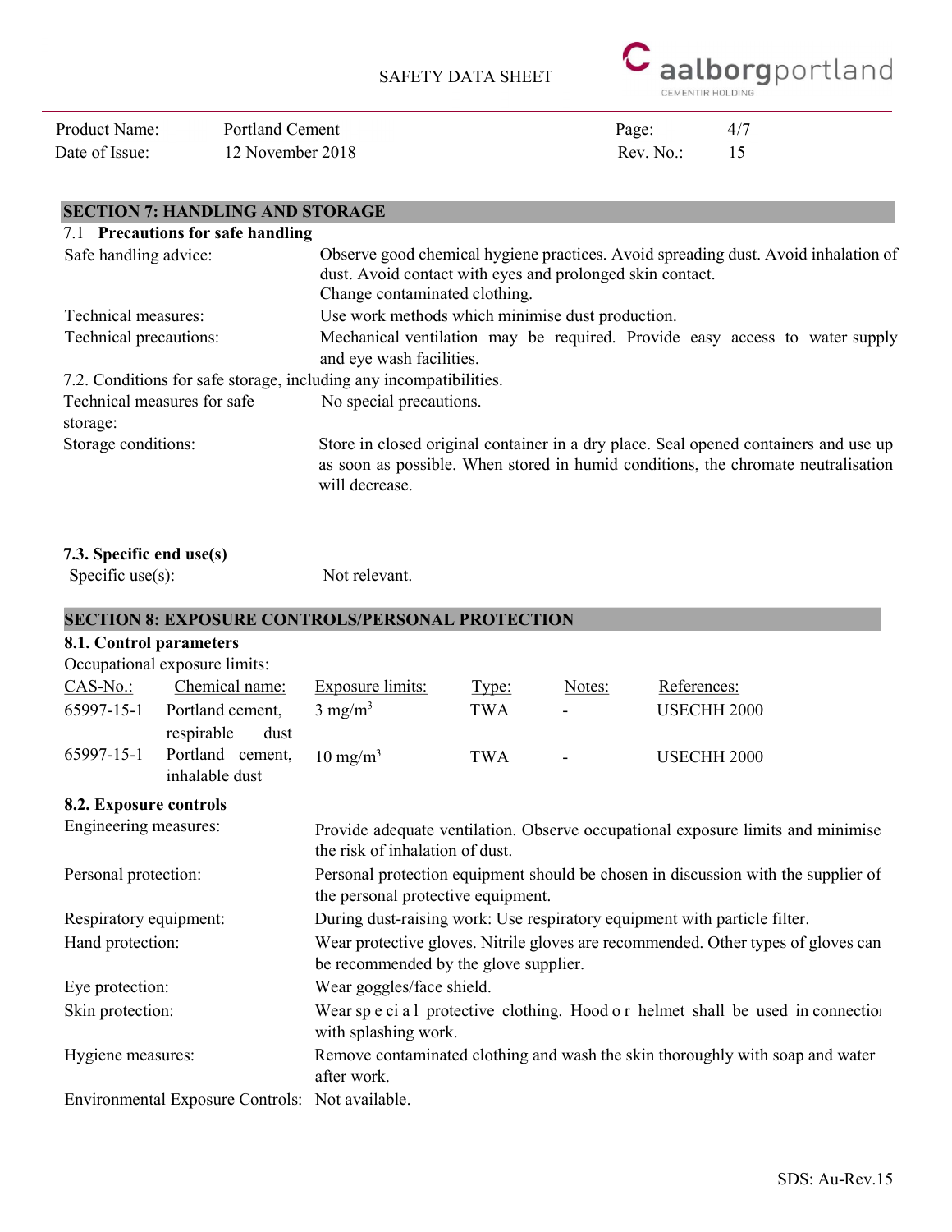## SECTION 7: HANDLING AND STORAGE

### 7.1 Precautions for safe handling

| | |
|---|---|
| Safe handling advice: | Observe good chemical hygiene practices. Avoid spreading dust. Avoid inhalation of dust. Avoid contact with eyes and prolonged skin contact. Change contaminated clothing. |
| Technical measures: | Use work methods which minimise dust production. |
| Technical precautions: | Mechanical ventilation may be required. Provide easy access to water supply and eye wash facilities. |

7.2. Conditions for safe storage, including any incompatibilities.

| | |
|---|---|
| Technical measures for safe storage: | No special precautions. |
| Storage conditions: | Store in closed original container in a dry place. Seal opened containers and use up as soon as possible. When stored in humid conditions, the chromate neutralisation will decrease. |

### 7.3. Specific end use(s)

Specific use(s): Not relevant.

## SECTION 8: EXPOSURE CONTROLS/PERSONAL PROTECTION

### 8.1. Control parameters

Occupational exposure limits:

| CAS-No.: | Chemical name: | Exposure limits: | Type: | Notes: | References: |
|---|---|---|---|---|---|
| 65997-15-1 | Portland cement, respirable dust | 3 $mg/m^3$ | TWA | - | USECHH 2000 |
| 65997-15-1 | Portland cement, inhalable dust | 10 $mg/m^3$ | TWA | - | USECHH 2000 |

### 8.2. Exposure controls

| | |
|---|---|
| Engineering measures: | Provide adequate ventilation. Observe occupational exposure limits and minimise the risk of inhalation of dust. |
| Personal protection: | Personal protection equipment should be chosen in discussion with the supplier of the personal protective equipment. |
| Respiratory equipment: | During dust-raising work: Use respiratory equipment with particle filter. |
| Hand protection: | Wear protective gloves. Nitrile gloves are recommended. Other types of gloves can be recommended by the glove supplier. |
| Eye protection: | Wear goggles/face shield. |
| Skin protection: | Wear special protective clothing. Hood or helmet shall be used in connection with splashing work. |
| Hygiene measures: | Remove contaminated clothing and wash the skin thoroughly with soap and water after work. |
| Environmental Exposure Controls: | Not available. |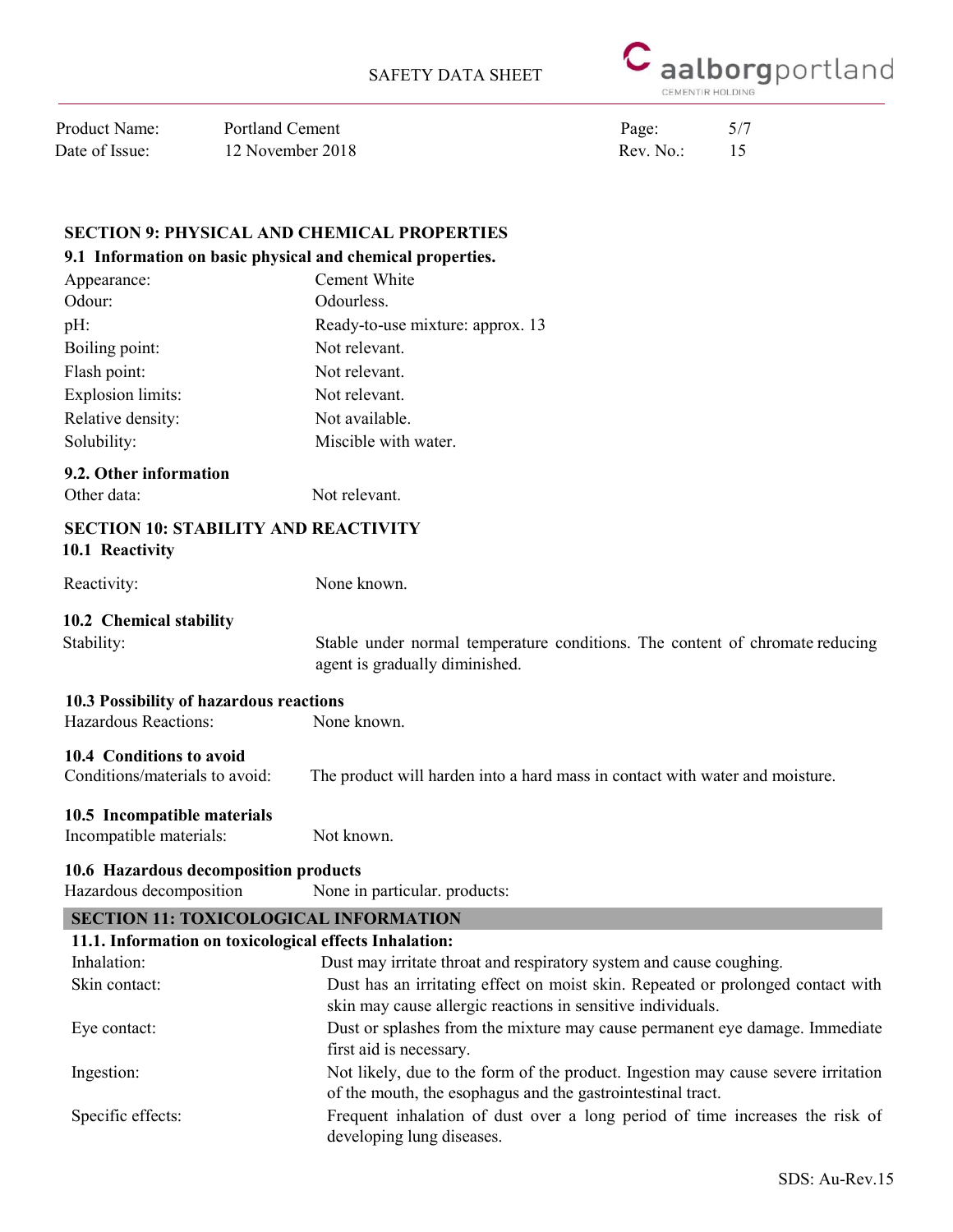## SECTION 9: PHYSICAL AND CHEMICAL PROPERTIES

### 9.1 Information on basic physical and chemical properties.

| | |
|---|---|
| Appearance: | Cement White |
| Odour: | Odourless. |
| pH: | Ready-to-use mixture: approx. 13 |
| Boiling point: | Not relevant. |
| Flash point: | Not relevant. |
| Explosion limits: | Not relevant. |
| Relative density: | Not available. |
| Solubility: | Miscible with water. |

### 9.2. Other information

Other data: Not relevant.

## SECTION 10: STABILITY AND REACTIVITY

### 10.1 Reactivity

Reactivity: None known.

### 10.2 Chemical stability

Stability: Stable under normal temperature conditions. The content of chromate reducing agent is gradually diminished.

### 10.3 Possibility of hazardous reactions

Hazardous Reactions: None known.

### 10.4 Conditions to avoid

Conditions/materials to avoid: The product will harden into a hard mass in contact with water and moisture.

### 10.5 Incompatible materials

Incompatible materials: Not known.

### 10.6 Hazardous decomposition products

Hazardous decomposition products: None in particular.

## SECTION 11: TOXICOLOGICAL INFORMATION

### 11.1. Information on toxicological effects Inhalation:

| | |
|---|---|
| Inhalation: | Dust may irritate throat and respiratory system and cause coughing. |
| Skin contact: | Dust has an irritating effect on moist skin. Repeated or prolonged contact with skin may cause allergic reactions in sensitive individuals. |
| Eye contact: | Dust or splashes from the mixture may cause permanent eye damage. Immediate first aid is necessary. |
| Ingestion: | Not likely, due to the form of the product. Ingestion may cause severe irritation of the mouth, the esophagus and the gastrointestinal tract. |
| Specific effects: | Frequent inhalation of dust over a long period of time increases the risk of developing lung diseases. |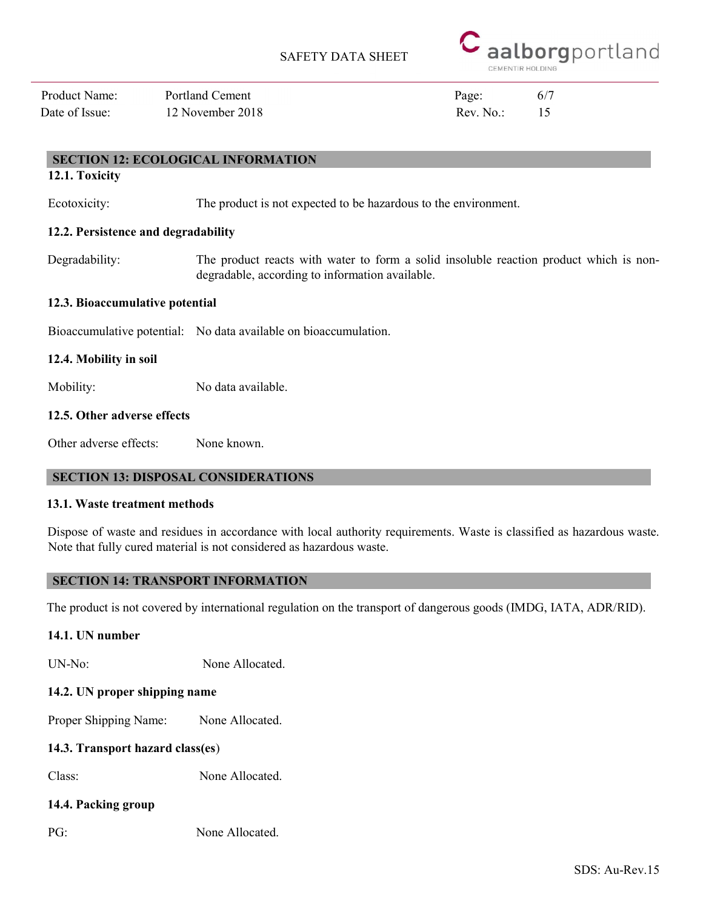## SECTION 12: ECOLOGICAL INFORMATION

### 12.1. Toxicity

Ecotoxicity: The product is not expected to be hazardous to the environment.

### 12.2. Persistence and degradability

Degradability: The product reacts with water to form a solid insoluble reaction product which is non-degradable, according to information available.

### 12.3. Bioaccumulative potential

Bioaccumulative potential: No data available on bioaccumulation.

### 12.4. Mobility in soil

Mobility: No data available.

### 12.5. Other adverse effects

Other adverse effects: None known.

## SECTION 13: DISPOSAL CONSIDERATIONS

### 13.1. Waste treatment methods

Dispose of waste and residues in accordance with local authority requirements. Waste is classified as hazardous waste. Note that fully cured material is not considered as hazardous waste.

## SECTION 14: TRANSPORT INFORMATION

The product is not covered by international regulation on the transport of dangerous goods (IMDG, IATA, ADR/RID).

### 14.1. UN number

UN-No: None Allocated.

### 14.2. UN proper shipping name

Proper Shipping Name: None Allocated.

### 14.3. Transport hazard class(es)

Class: None Allocated.

### 14.4. Packing group

PG: None Allocated.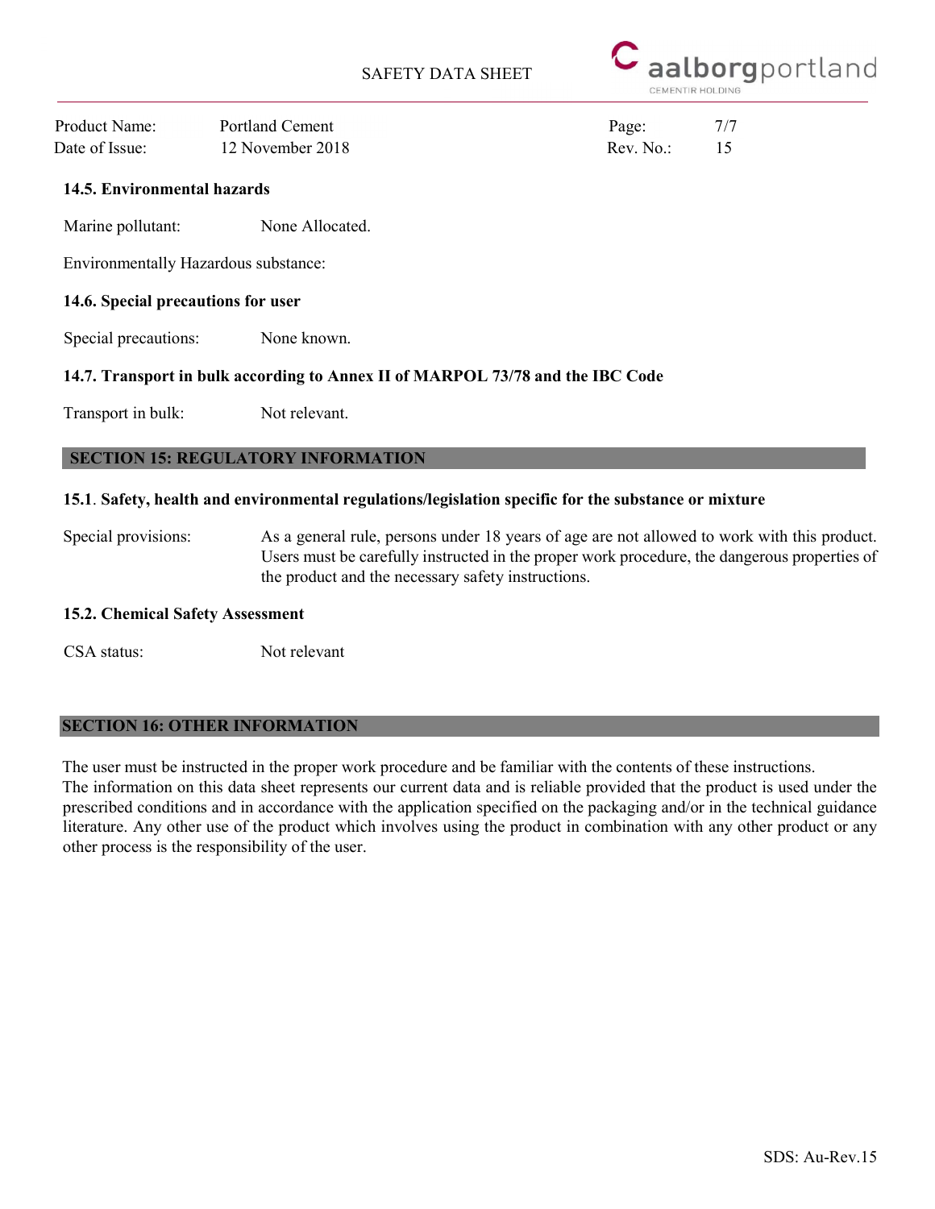### 14.5. Environmental hazards

Marine pollutant: None Allocated.

Environmentally Hazardous substance:

### 14.6. Special precautions for user

Special precautions: None known.

### 14.7. Transport in bulk according to Annex II of MARPOL 73/78 and the IBC Code

Transport in bulk: Not relevant.

## SECTION 15: REGULATORY INFORMATION

### 15.1. Safety, health and environmental regulations/legislation specific for the substance or mixture

Special provisions: As a general rule, persons under 18 years of age are not allowed to work with this product. Users must be carefully instructed in the proper work procedure, the dangerous properties of the product and the necessary safety instructions.

### 15.2. Chemical Safety Assessment

CSA status: Not relevant

## SECTION 16: OTHER INFORMATION

The user must be instructed in the proper work procedure and be familiar with the contents of these instructions.
The information on this data sheet represents our current data and is reliable provided that the product is used under the prescribed conditions and in accordance with the application specified on the packaging and/or in the technical guidance literature. Any other use of the product which involves using the product in combination with any other product or any other process is the responsibility of the user.